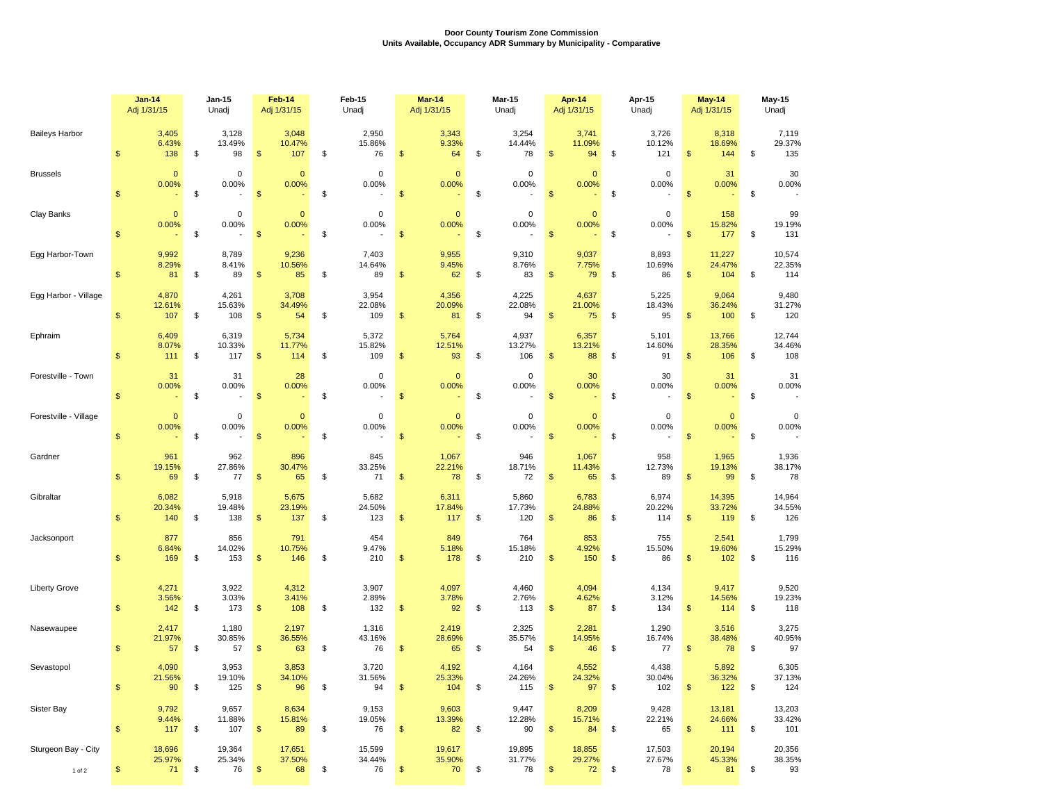**Door County Tourism Zone Commission**
**Units Available, Occupancy ADR Summary by Municipality - Comparative**

| | Jan-14 Adj 1/31/15 | Jan-15 Unadj | Feb-14 Adj 1/31/15 | Feb-15 Unadj | Mar-14 Adj 1/31/15 | Mar-15 Unadj | Apr-14 Adj 1/31/15 | Apr-15 Unadj | May-14 Adj 1/31/15 | May-15 Unadj |
|---|---|---|---|---|---|---|---|---|---|---|
| Baileys Harbor | 3,405 | 3,128 | 3,048 | 2,950 | 3,343 | 3,254 | 3,741 | 3,726 | 8,318 | 7,119 |
| | 6.43% | 13.49% | 10.47% | 15.86% | 9.33% | 14.44% | 11.09% | 10.12% | 18.69% | 29.37% |
| | $ 138 | $ 98 | $ 107 | $ 76 | $ 64 | $ 78 | $ 94 | $ 121 | $ 144 | $ 135 |
| Brussels | 0 | 0 | 0 | 0 | 0 | 0 | 0 | 0 | 31 | 30 |
| | 0.00% | 0.00% | 0.00% | 0.00% | 0.00% | 0.00% | 0.00% | 0.00% | 0.00% | 0.00% |
| | $ - | $ - | $ - | $ - | $ - | $ - | $ - | $ - | $ - | $ - |
| Clay Banks | 0 | 0 | 0 | 0 | 0 | 0 | 0 | 0 | 158 | 99 |
| | 0.00% | 0.00% | 0.00% | 0.00% | 0.00% | 0.00% | 0.00% | 0.00% | 15.82% | 19.19% |
| | $ - | $ - | $ - | $ - | $ - | $ - | $ - | $ - | $ 177 | $ 131 |
| Egg Harbor-Town | 9,992 | 8,789 | 9,236 | 7,403 | 9,955 | 9,310 | 9,037 | 8,893 | 11,227 | 10,574 |
| | 8.29% | 8.41% | 10.56% | 14.64% | 9.45% | 8.76% | 7.75% | 10.69% | 24.47% | 22.35% |
| | $ 81 | $ 89 | $ 85 | $ 89 | $ 62 | $ 83 | $ 79 | $ 86 | $ 104 | $ 114 |
| Egg Harbor - Village | 4,870 | 4,261 | 3,708 | 3,954 | 4,356 | 4,225 | 4,637 | 5,225 | 9,064 | 9,480 |
| | 12.61% | 15.63% | 34.49% | 22.08% | 20.09% | 22.08% | 21.00% | 18.43% | 36.24% | 31.27% |
| | $ 107 | $ 108 | $ 54 | $ 109 | $ 81 | $ 94 | $ 75 | $ 95 | $ 100 | $ 120 |
| Ephraim | 6,409 | 6,319 | 5,734 | 5,372 | 5,764 | 4,937 | 6,357 | 5,101 | 13,766 | 12,744 |
| | 8.07% | 10.33% | 11.77% | 15.82% | 12.51% | 13.27% | 13.21% | 14.60% | 28.35% | 34.46% |
| | $ 111 | $ 117 | $ 114 | $ 109 | $ 93 | $ 106 | $ 88 | $ 91 | $ 106 | $ 108 |
| Forestville - Town | 31 | 31 | 28 | 0 | 0 | 0 | 30 | 30 | 31 | 31 |
| | 0.00% | 0.00% | 0.00% | 0.00% | 0.00% | 0.00% | 0.00% | 0.00% | 0.00% | 0.00% |
| | $ - | $ - | $ - | $ - | $ - | $ - | $ - | $ - | $ - | $ - |
| Forestville - Village | 0 | 0 | 0 | 0 | 0 | 0 | 0 | 0 | 0 | 0 |
| | 0.00% | 0.00% | 0.00% | 0.00% | 0.00% | 0.00% | 0.00% | 0.00% | 0.00% | 0.00% |
| | $ - | $ - | $ - | $ - | $ - | $ - | $ - | $ - | $ - | $ - |
| Gardner | 961 | 962 | 896 | 845 | 1,067 | 946 | 1,067 | 958 | 1,965 | 1,936 |
| | 19.15% | 27.86% | 30.47% | 33.25% | 22.21% | 18.71% | 11.43% | 12.73% | 19.13% | 38.17% |
| | $ 69 | $ 77 | $ 65 | $ 71 | $ 78 | $ 72 | $ 65 | $ 89 | $ 99 | $ 78 |
| Gibraltar | 6,082 | 5,918 | 5,675 | 5,682 | 6,311 | 5,860 | 6,783 | 6,974 | 14,395 | 14,964 |
| | 20.34% | 19.48% | 23.19% | 24.50% | 17.84% | 17.73% | 24.88% | 20.22% | 33.72% | 34.55% |
| | $ 140 | $ 138 | $ 137 | $ 123 | $ 117 | $ 120 | $ 86 | $ 114 | $ 119 | $ 126 |
| Jacksonport | 877 | 856 | 791 | 454 | 849 | 764 | 853 | 755 | 2,541 | 1,799 |
| | 6.84% | 14.02% | 10.75% | 9.47% | 5.18% | 15.18% | 4.92% | 15.50% | 19.60% | 15.29% |
| | $ 169 | $ 153 | $ 146 | $ 210 | $ 178 | $ 210 | $ 150 | $ 86 | $ 102 | $ 116 |
| Liberty Grove | 4,271 | 3,922 | 4,312 | 3,907 | 4,097 | 4,460 | 4,094 | 4,134 | 9,417 | 9,520 |
| | 3.56% | 3.03% | 3.41% | 2.89% | 3.78% | 2.76% | 4.62% | 3.12% | 14.56% | 19.23% |
| | $ 142 | $ 173 | $ 108 | $ 132 | $ 92 | $ 113 | $ 87 | $ 134 | $ 114 | $ 118 |
| Nasewaupee | 2,417 | 1,180 | 2,197 | 1,316 | 2,419 | 2,325 | 2,281 | 1,290 | 3,516 | 3,275 |
| | 21.97% | 30.85% | 36.55% | 43.16% | 28.69% | 35.57% | 14.95% | 16.74% | 38.48% | 40.95% |
| | $ 57 | $ 57 | $ 63 | $ 76 | $ 65 | $ 54 | $ 46 | $ 77 | $ 78 | $ 97 |
| Sevastopol | 4,090 | 3,953 | 3,853 | 3,720 | 4,192 | 4,164 | 4,552 | 4,438 | 5,892 | 6,305 |
| | 21.56% | 19.10% | 34.10% | 31.56% | 25.33% | 24.26% | 24.32% | 30.04% | 36.32% | 37.13% |
| | $ 90 | $ 125 | $ 96 | $ 94 | $ 104 | $ 115 | $ 97 | $ 102 | $ 122 | $ 124 |
| Sister Bay | 9,792 | 9,657 | 8,634 | 9,153 | 9,603 | 9,447 | 8,209 | 9,428 | 13,181 | 13,203 |
| | 9.44% | 11.88% | 15.81% | 19.05% | 13.39% | 12.28% | 15.71% | 22.21% | 24.66% | 33.42% |
| | $ 117 | $ 107 | $ 89 | $ 76 | $ 82 | $ 90 | $ 84 | $ 65 | $ 111 | $ 101 |
| Sturgeon Bay - City | 18,696 | 19,364 | 17,651 | 15,599 | 19,617 | 19,895 | 18,855 | 17,503 | 20,194 | 20,356 |
| | 25.97% | 25.34% | 37.50% | 34.44% | 35.90% | 31.77% | 29.27% | 27.67% | 45.33% | 38.35% |
| | $ 71 | $ 76 | $ 68 | $ 76 | $ 70 | $ 78 | $ 72 | $ 78 | $ 81 | $ 93 |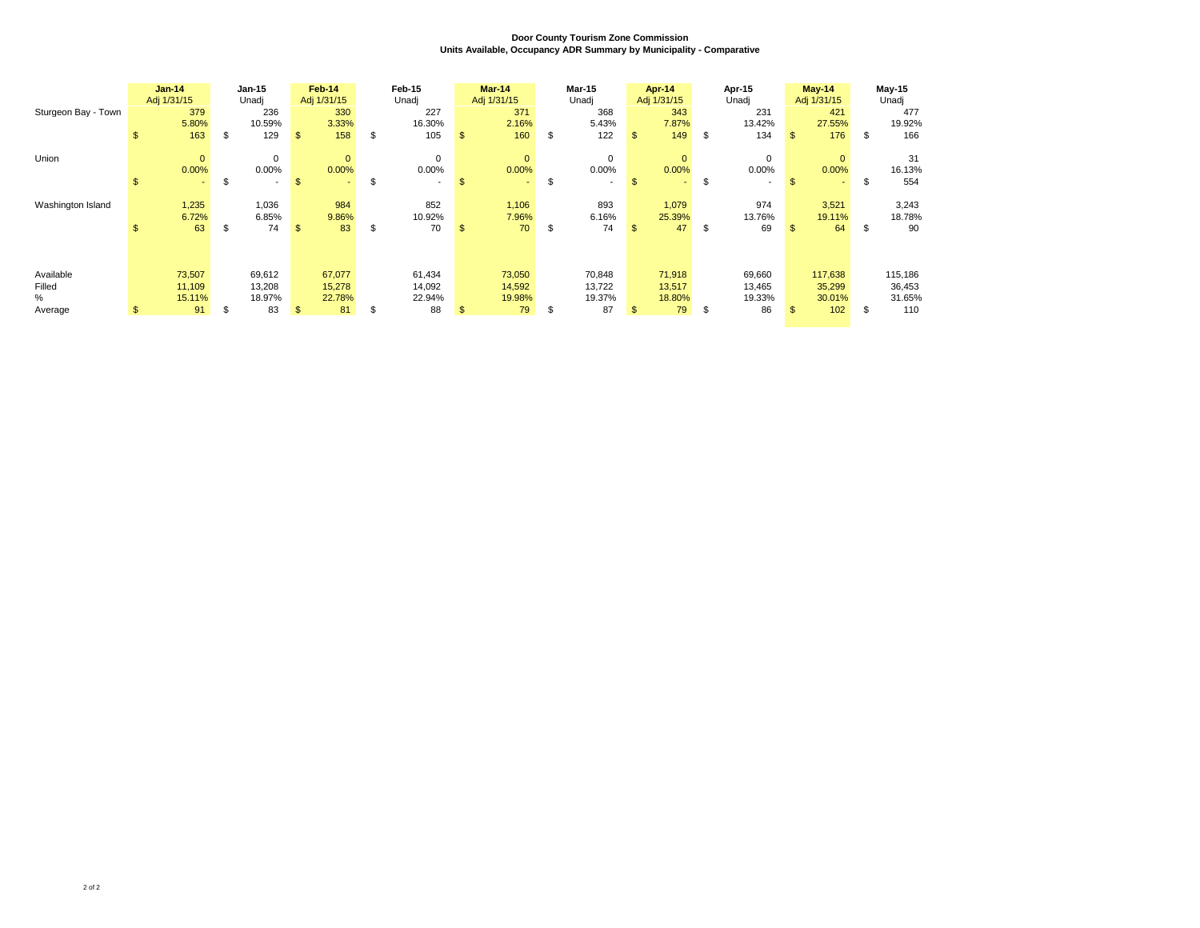**Door County Tourism Zone Commission**
**Units Available, Occupancy ADR Summary by Municipality - Comparative**

| | Jan-14 Adj 1/31/15 | Jan-15 Unadj | Feb-14 Adj 1/31/15 | Feb-15 Unadj | Mar-14 Adj 1/31/15 | Mar-15 Unadj | Apr-14 Adj 1/31/15 | Apr-15 Unadj | May-14 Adj 1/31/15 | May-15 Unadj |
|---|---|---|---|---|---|---|---|---|---|---|
| Sturgeon Bay - Town | 379 | 236 | 330 | 227 | 371 | 368 | 343 | 231 | 421 | 477 |
| | 5.80% | 10.59% | 3.33% | 16.30% | 2.16% | 5.43% | 7.87% | 13.42% | 27.55% | 19.92% |
| | $ 163 | $ 129 | $ 158 | $ 105 | $ 160 | $ 122 | $ 149 | $ 134 | $ 176 | $ 166 |
| Union | 0 | 0 | 0 | 0 | 0 | 0 | 0 | 0 | 0 | 31 |
| | 0.00% | 0.00% | 0.00% | 0.00% | 0.00% | 0.00% | 0.00% | 0.00% | 0.00% | 16.13% |
| | $ - | $ - | $ - | $ - | $ - | $ - | $ - | $ - | $ - | $ 554 |
| Washington Island | 1,235 | 1,036 | 984 | 852 | 1,106 | 893 | 1,079 | 974 | 3,521 | 3,243 |
| | 6.72% | 6.85% | 9.86% | 10.92% | 7.96% | 6.16% | 25.39% | 13.76% | 19.11% | 18.78% |
| | $ 63 | $ 74 | $ 83 | $ 70 | $ 70 | $ 74 | $ 47 | $ 69 | $ 64 | $ 90 |
| Available | 73,507 | 69,612 | 67,077 | 61,434 | 73,050 | 70,848 | 71,918 | 69,660 | 117,638 | 115,186 |
| Filled | 11,109 | 13,208 | 15,278 | 14,092 | 14,592 | 13,722 | 13,517 | 13,465 | 35,299 | 36,453 |
| % | 15.11% | 18.97% | 22.78% | 22.94% | 19.98% | 19.37% | 18.80% | 19.33% | 30.01% | 31.65% |
| Average | $ 91 | $ 83 | $ 81 | $ 88 | $ 79 | $ 87 | $ 79 | $ 86 | $ 102 | $ 110 |